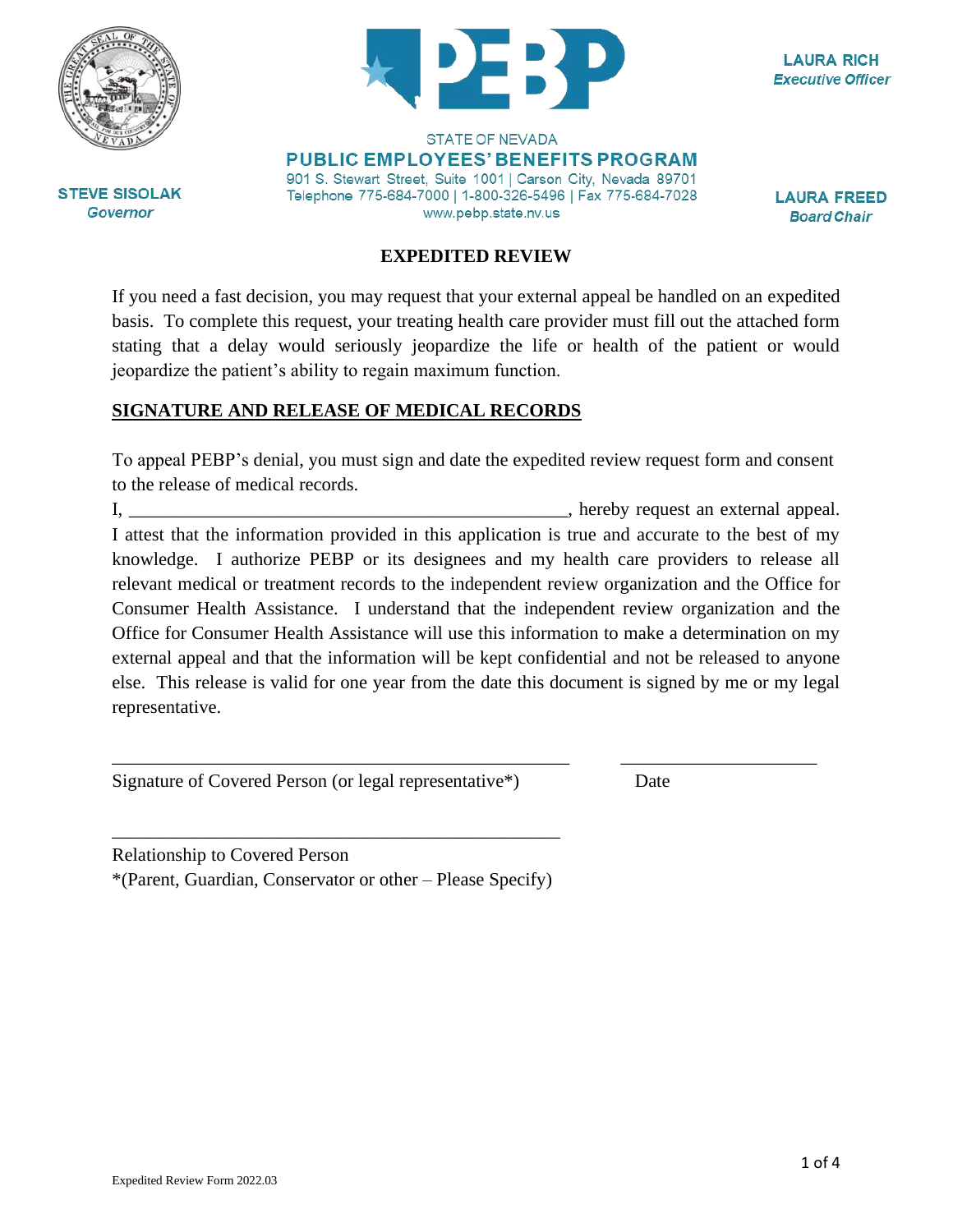STATE OF NEVADA

**PUBLIC EMPLOYEES' BENEFITS PROGRAM**

901 S. Stewart Street, Suite 1001 | Carson City, Nevada 89701
Telephone 775-684-7000 | 1-800-326-5496 | Fax 775-684-7028
www.pebp.state.nv.us

**STEVE SISOLAK**
*Governor*

**LAURA RICH**
*Executive Officer*

**LAURA FREED**
*Board Chair*

# EXPEDITED REVIEW

If you need a fast decision, you may request that your external appeal be handled on an expedited basis. To complete this request, your treating health care provider must fill out the attached form stating that a delay would seriously jeopardize the life or health of the patient or would jeopardize the patient's ability to regain maximum function.

## SIGNATURE AND RELEASE OF MEDICAL RECORDS

To appeal PEBP's denial, you must sign and date the expedited review request form and consent to the release of medical records.

I, ________________________________________________, hereby request an external appeal. I attest that the information provided in this application is true and accurate to the best of my knowledge. I authorize PEBP or its designees and my health care providers to release all relevant medical or treatment records to the independent review organization and the Office for Consumer Health Assistance. I understand that the independent review organization and the Office for Consumer Health Assistance will use this information to make a determination on my external appeal and that the information will be kept confidential and not be released to anyone else. This release is valid for one year from the date this document is signed by me or my legal representative.

__________________________________________________ ______________________

Signature of Covered Person (or legal representative*) Date

_________________________________________________

Relationship to Covered Person
*(Parent, Guardian, Conservator or other – Please Specify)

Expedited Review Form 2022.03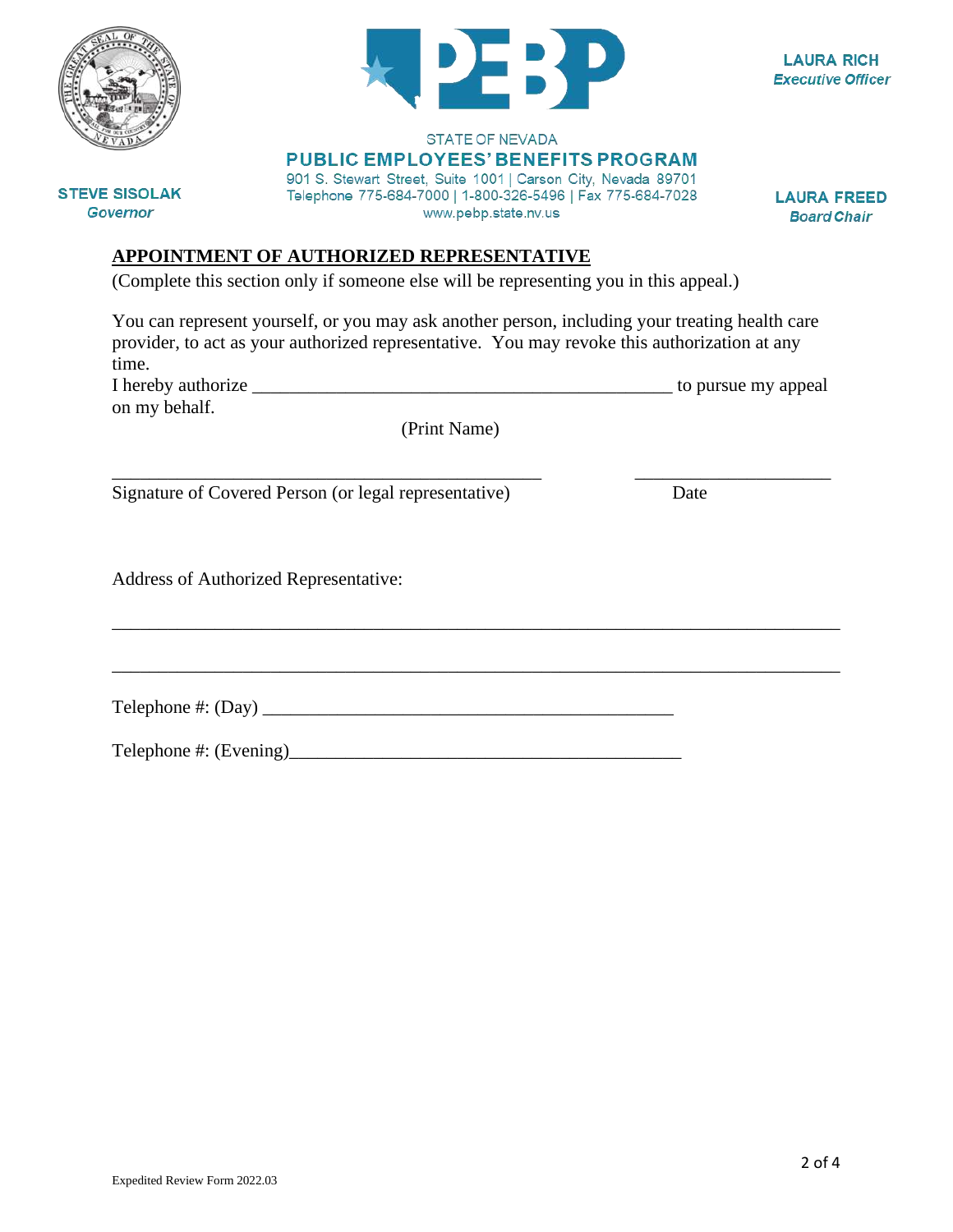STATE OF NEVADA

**PUBLIC EMPLOYEES' BENEFITS PROGRAM**

901 S. Stewart Street, Suite 1001 | Carson City, Nevada 89701
Telephone 775-684-7000 | 1-800-326-5496 | Fax 775-684-7028
www.pebp.state.nv.us

**STEVE SISOLAK**
*Governor*

**LAURA RICH**
*Executive Officer*

**LAURA FREED**
*Board Chair*

## APPOINTMENT OF AUTHORIZED REPRESENTATIVE

(Complete this section only if someone else will be representing you in this appeal.)

You can represent yourself, or you may ask another person, including your treating health care provider, to act as your authorized representative. You may revoke this authorization at any time.

I hereby authorize ____________________________________________ to pursue my appeal on my behalf.

(Print Name)

______________________________________________ ____________________

Signature of Covered Person (or legal representative) Date

Address of Authorized Representative:

______________________________________________________________________________

______________________________________________________________________________

Telephone #: (Day) ____________________________________________

Telephone #: (Evening)__________________________________________

Expedited Review Form 2022.03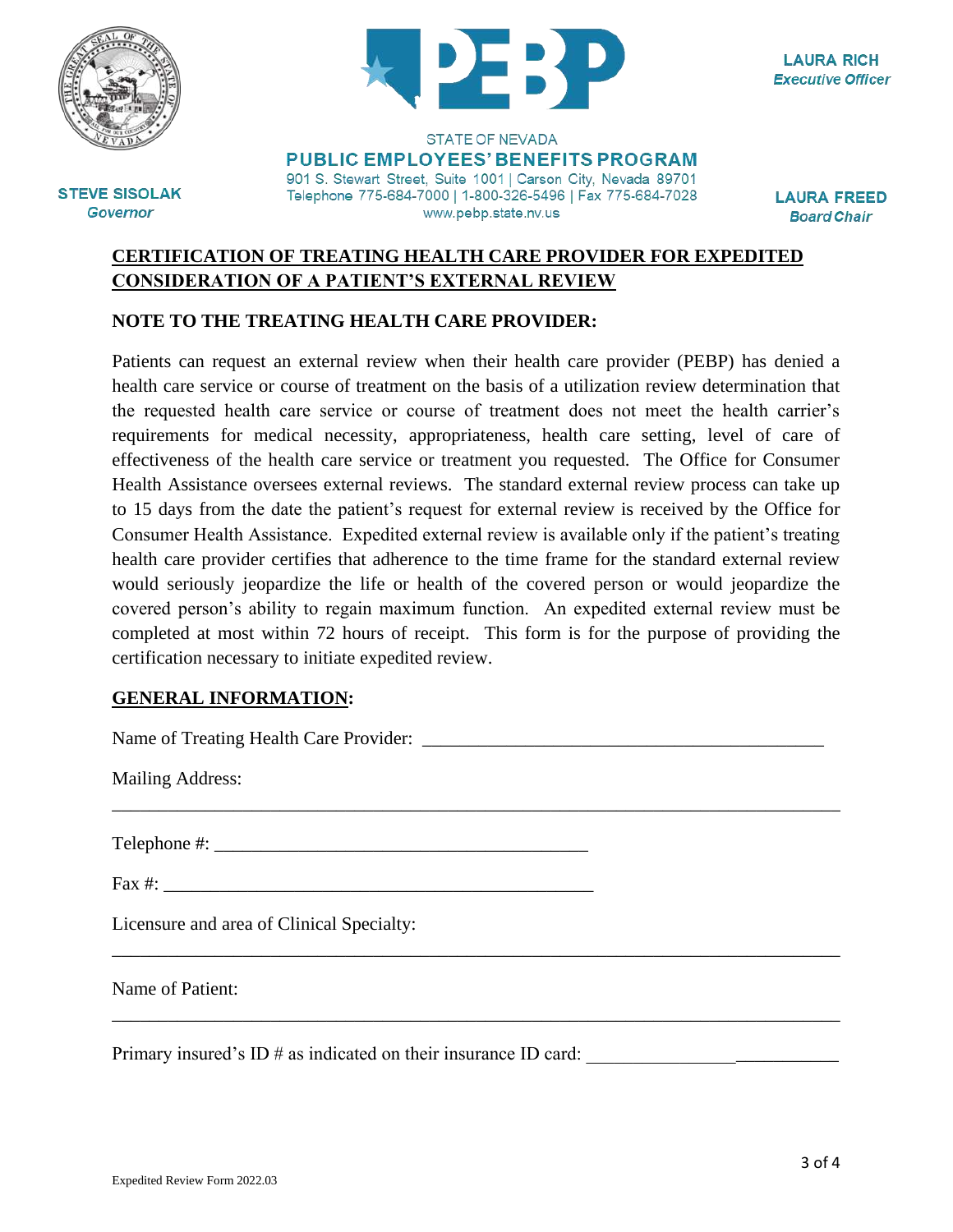LAURA RICH
*Executive Officer*

STATE OF NEVADA
**PUBLIC EMPLOYEES' BENEFITS PROGRAM**
901 S. Stewart Street, Suite 1001 | Carson City, Nevada 89701
Telephone 775-684-7000 | 1-800-326-5496 | Fax 775-684-7028
www.pebp.state.nv.us

STEVE SISOLAK
*Governor*

LAURA FREED
*Board Chair*

## CERTIFICATION OF TREATING HEALTH CARE PROVIDER FOR EXPEDITED CONSIDERATION OF A PATIENT'S EXTERNAL REVIEW

**NOTE TO THE TREATING HEALTH CARE PROVIDER:**

Patients can request an external review when their health care provider (PEBP) has denied a health care service or course of treatment on the basis of a utilization review determination that the requested health care service or course of treatment does not meet the health carrier's requirements for medical necessity, appropriateness, health care setting, level of care of effectiveness of the health care service or treatment you requested. The Office for Consumer Health Assistance oversees external reviews. The standard external review process can take up to 15 days from the date the patient's request for external review is received by the Office for Consumer Health Assistance. Expedited external review is available only if the patient's treating health care provider certifies that adherence to the time frame for the standard external review would seriously jeopardize the life or health of the covered person or would jeopardize the covered person's ability to regain maximum function. An expedited external review must be completed at most within 72 hours of receipt. This form is for the purpose of providing the certification necessary to initiate expedited review.

**GENERAL INFORMATION:**

Name of Treating Health Care Provider: ____________________________________________

Mailing Address:

________________________________________________________________________________

Telephone #: ________________________________________

Fax #: _______________________________________________

Licensure and area of Clinical Specialty:

________________________________________________________________________________

Name of Patient:

________________________________________________________________________________

Primary insured's ID # as indicated on their insurance ID card: __________________________

Expedited Review Form 2022.03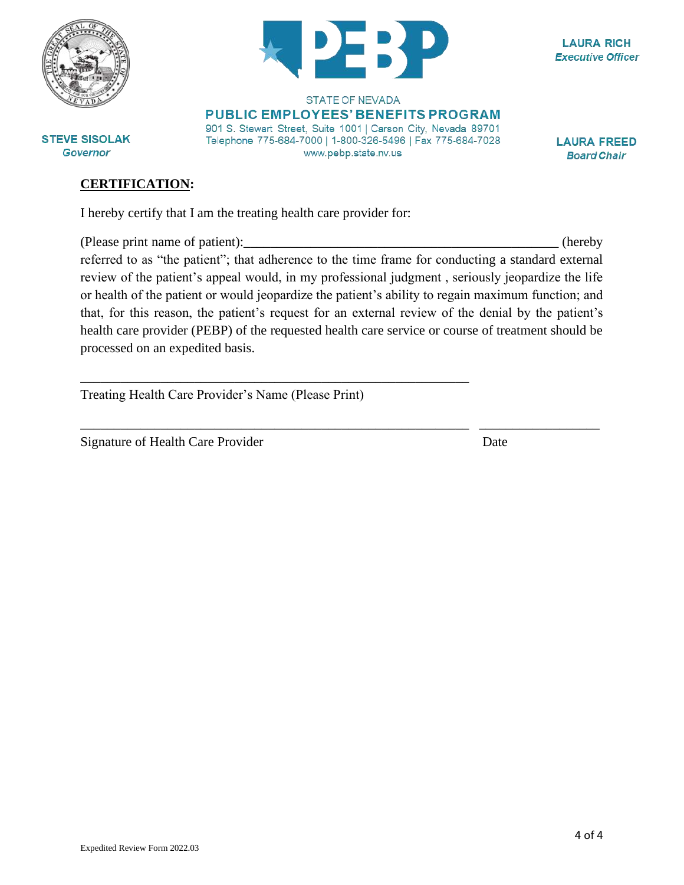STATE OF NEVADA

**PUBLIC EMPLOYEES' BENEFITS PROGRAM**

901 S. Stewart Street, Suite 1001 | Carson City, Nevada 89701
Telephone 775-684-7000 | 1-800-326-5496 | Fax 775-684-7028
www.pebp.state.nv.us

**STEVE SISOLAK**
*Governor*

**LAURA RICH**
*Executive Officer*

**LAURA FREED**
*Board Chair*

**CERTIFICATION:**

I hereby certify that I am the treating health care provider for:

(Please print name of patient):_______________________________________________ (hereby referred to as "the patient"; that adherence to the time frame for conducting a standard external review of the patient's appeal would, in my professional judgment , seriously jeopardize the life or health of the patient or would jeopardize the patient's ability to regain maximum function; and that, for this reason, the patient's request for an external review of the denial by the patient's health care provider (PEBP) of the requested health care service or course of treatment should be processed on an expedited basis.

___________________________________________________________

Treating Health Care Provider's Name (Please Print)

___________________________________________________________ _________________

Signature of Health Care Provider Date

Expedited Review Form 2022.03